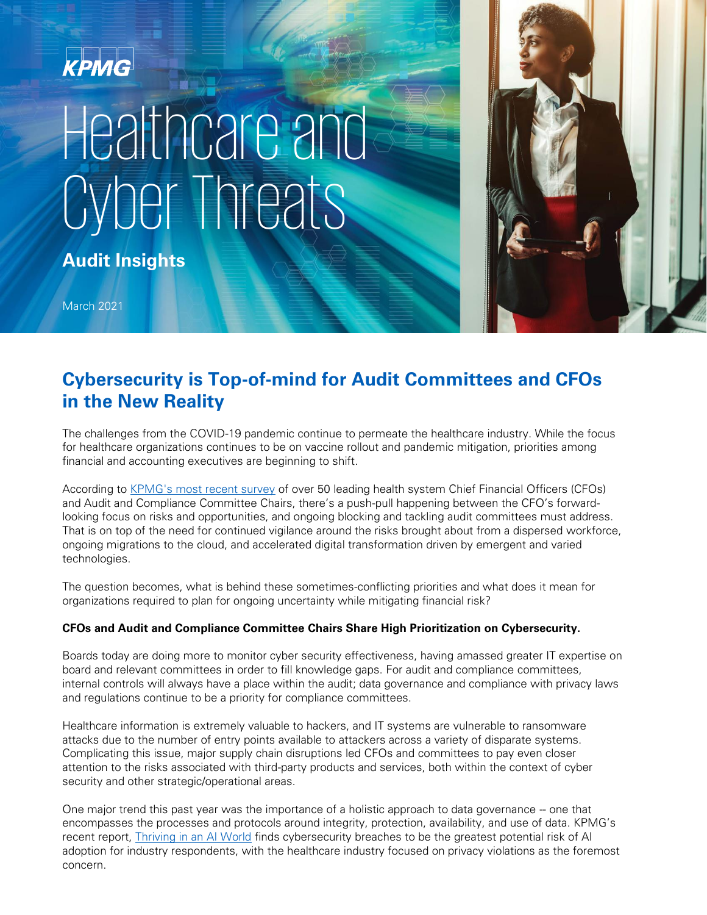KPMG

# Healthcare and Cyber Threats

**Audit Insights**

March 2021

## Cybersecurity is Top-of-mind for Audit Committees and CFOs in the New Reality

The challenges from the COVID-19 pandemic continue to permeate the healthcare industry. While the focus for healthcare organizations continues to be on vaccine rollout and pandemic mitigation, priorities among financial and accounting executives are beginning to shift.

According to KPMG's most recent survey of over 50 leading health system Chief Financial Officers (CFOs) and Audit and Compliance Committee Chairs, there's a push-pull happening between the CFO's forward-looking focus on risks and opportunities, and ongoing blocking and tackling audit committees must address. That is on top of the need for continued vigilance around the risks brought about from a dispersed workforce, ongoing migrations to the cloud, and accelerated digital transformation driven by emergent and varied technologies.

The question becomes, what is behind these sometimes-conflicting priorities and what does it mean for organizations required to plan for ongoing uncertainty while mitigating financial risk?

**CFOs and Audit and Compliance Committee Chairs Share High Prioritization on Cybersecurity.**

Boards today are doing more to monitor cyber security effectiveness, having amassed greater IT expertise on board and relevant committees in order to fill knowledge gaps. For audit and compliance committees, internal controls will always have a place within the audit; data governance and compliance with privacy laws and regulations continue to be a priority for compliance committees.

Healthcare information is extremely valuable to hackers, and IT systems are vulnerable to ransomware attacks due to the number of entry points available to attackers across a variety of disparate systems. Complicating this issue, major supply chain disruptions led CFOs and committees to pay even closer attention to the risks associated with third-party products and services, both within the context of cyber security and other strategic/operational areas.

One major trend this past year was the importance of a holistic approach to data governance -- one that encompasses the processes and protocols around integrity, protection, availability, and use of data. KPMG's recent report, Thriving in an AI World finds cybersecurity breaches to be the greatest potential risk of AI adoption for industry respondents, with the healthcare industry focused on privacy violations as the foremost concern.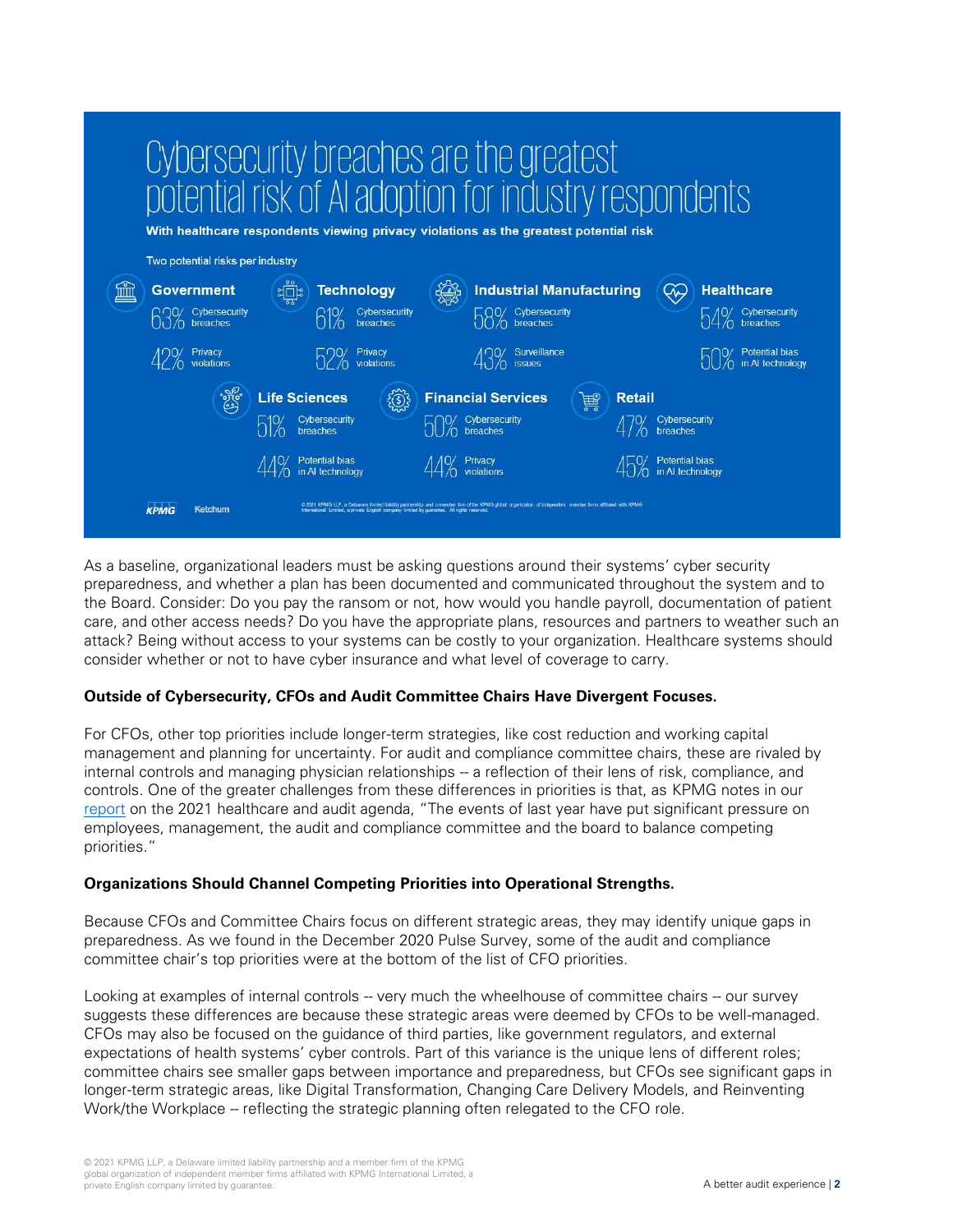# Cybersecurity breaches are the greatest potential risk of AI adoption for industry respondents

**With healthcare respondents viewing privacy violations as the greatest potential risk**

Two potential risks per industry

| Industry | Risk 1 | Risk 2 |
|---|---|---|
| Government | 63% Cybersecurity breaches | 42% Privacy violations |
| Technology | 61% Cybersecurity breaches | 52% Privacy violations |
| Industrial Manufacturing | 58% Cybersecurity breaches | 43% Surveillance issues |
| Healthcare | 54% Cybersecurity breaches | 50% Potential bias in AI technology |
| Life Sciences | 51% Cybersecurity breaches | 44% Potential bias in AI technology |
| Financial Services | 50% Cybersecurity breaches | 44% Privacy violations |
| Retail | 47% Cybersecurity breaches | 45% Potential bias in AI technology |

As a baseline, organizational leaders must be asking questions around their systems' cyber security preparedness, and whether a plan has been documented and communicated throughout the system and to the Board. Consider: Do you pay the ransom or not, how would you handle payroll, documentation of patient care, and other access needs? Do you have the appropriate plans, resources and partners to weather such an attack? Being without access to your systems can be costly to your organization. Healthcare systems should consider whether or not to have cyber insurance and what level of coverage to carry.

**Outside of Cybersecurity, CFOs and Audit Committee Chairs Have Divergent Focuses.**

For CFOs, other top priorities include longer-term strategies, like cost reduction and working capital management and planning for uncertainty. For audit and compliance committee chairs, these are rivaled by internal controls and managing physician relationships -- a reflection of their lens of risk, compliance, and controls. One of the greater challenges from these differences in priorities is that, as KPMG notes in our report on the 2021 healthcare and audit agenda, "The events of last year have put significant pressure on employees, management, the audit and compliance committee and the board to balance competing priorities."

**Organizations Should Channel Competing Priorities into Operational Strengths.**

Because CFOs and Committee Chairs focus on different strategic areas, they may identify unique gaps in preparedness. As we found in the December 2020 Pulse Survey, some of the audit and compliance committee chair's top priorities were at the bottom of the list of CFO priorities.

Looking at examples of internal controls -- very much the wheelhouse of committee chairs -- our survey suggests these differences are because these strategic areas were deemed by CFOs to be well-managed. CFOs may also be focused on the guidance of third parties, like government regulators, and external expectations of health systems' cyber controls. Part of this variance is the unique lens of different roles; committee chairs see smaller gaps between importance and preparedness, but CFOs see significant gaps in longer-term strategic areas, like Digital Transformation, Changing Care Delivery Models, and Reinventing Work/the Workplace -- reflecting the strategic planning often relegated to the CFO role.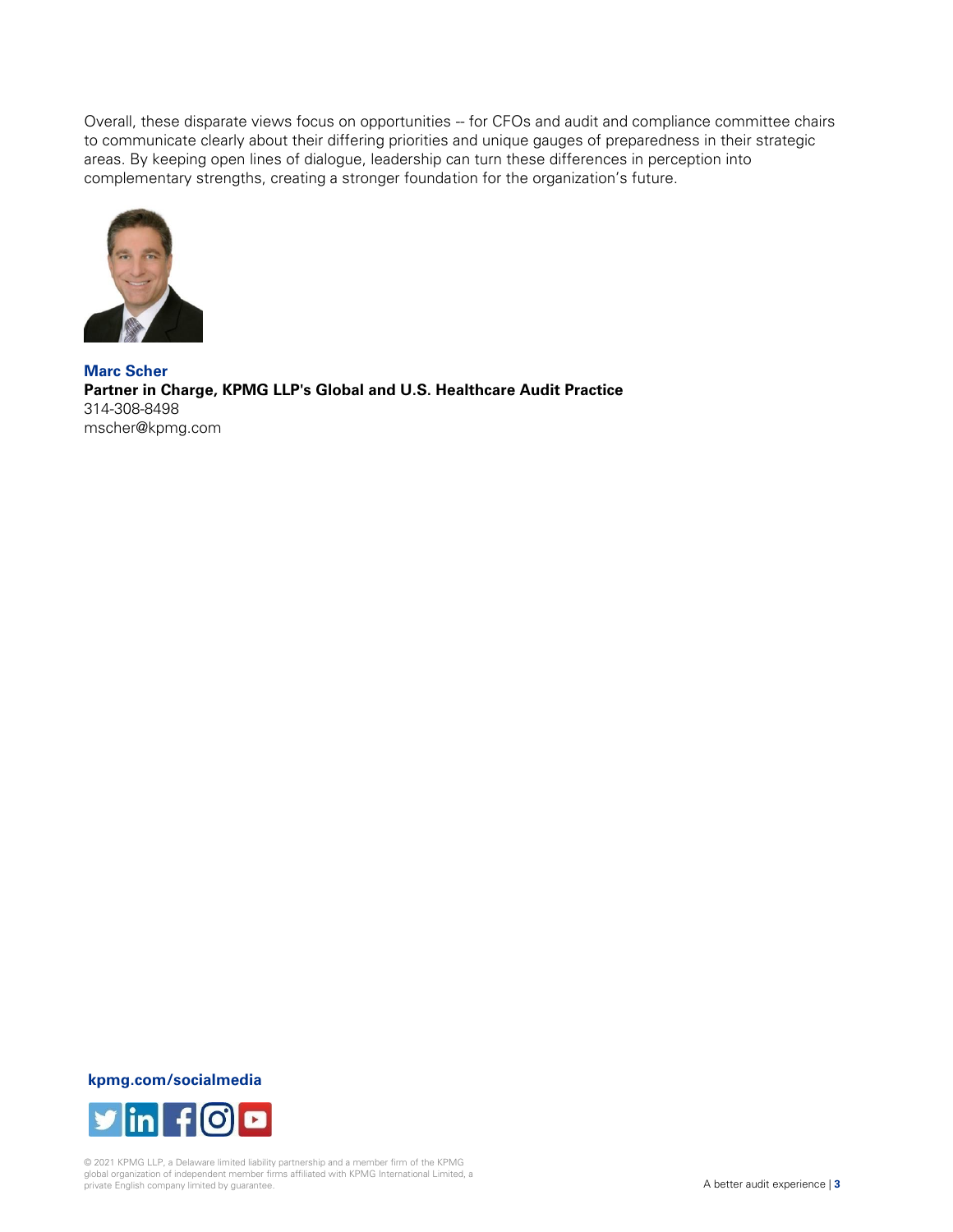Overall, these disparate views focus on opportunities -- for CFOs and audit and compliance committee chairs to communicate clearly about their differing priorities and unique gauges of preparedness in their strategic areas. By keeping open lines of dialogue, leadership can turn these differences in perception into complementary strengths, creating a stronger foundation for the organization's future.

**Marc Scher**
**Partner in Charge, KPMG LLP's Global and U.S. Healthcare Audit Practice**
314-308-8498
mscher@kpmg.com

**kpmg.com/socialmedia**

© 2021 KPMG LLP, a Delaware limited liability partnership and a member firm of the KPMG global organization of independent member firms affiliated with KPMG International Limited, a private English company limited by guarantee.